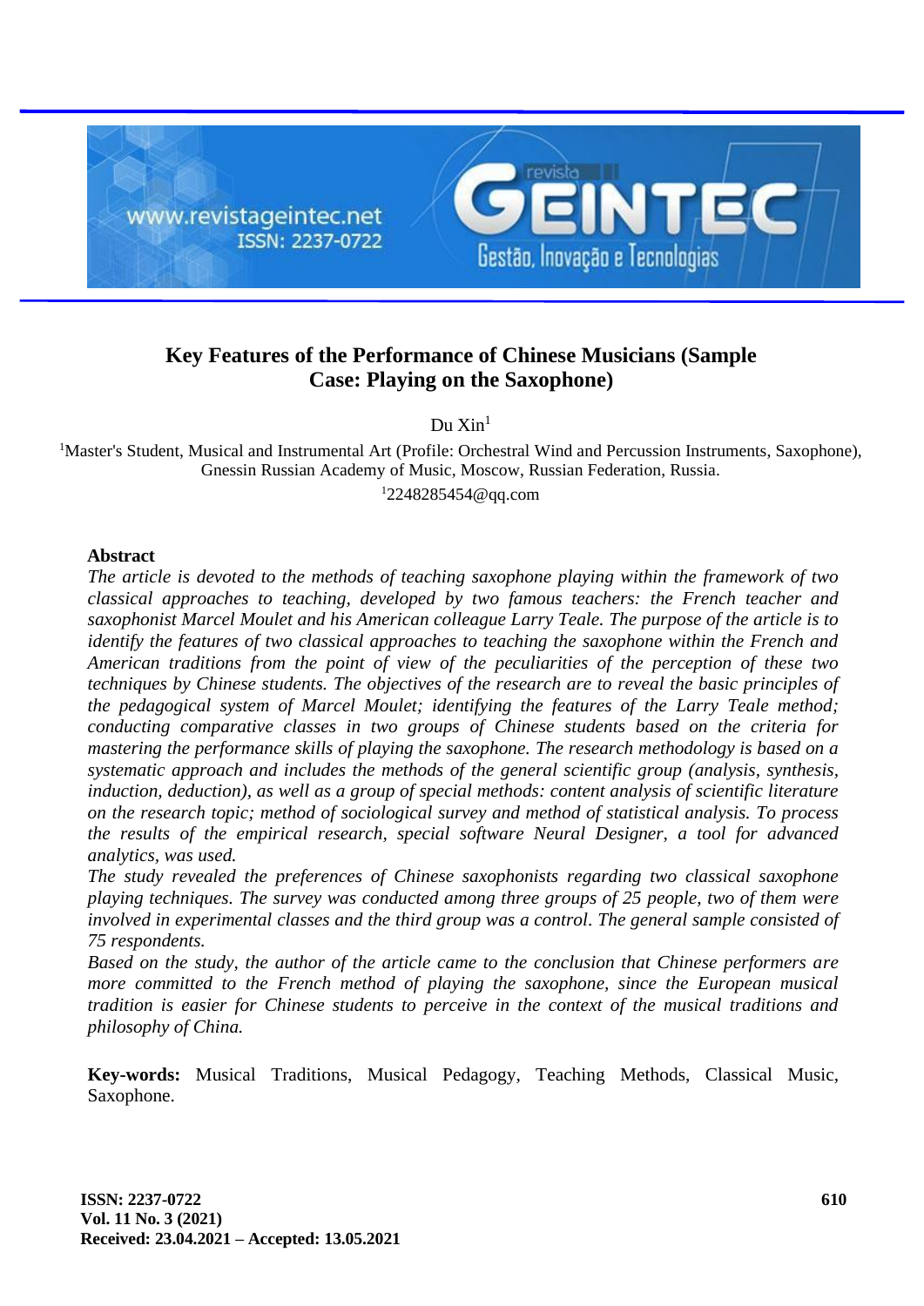# Key Features of the Performance of Chinese Musicians (Sample Case: Playing on the Saxophone)

Du Xin[1]

[1]Master's Student, Musical and Instrumental Art (Profile: Orchestral Wind and Percussion Instruments, Saxophone), Gnessin Russian Academy of Music, Moscow, Russian Federation, Russia.

[1]2248285454@qq.com

## Abstract

*The article is devoted to the methods of teaching saxophone playing within the framework of two classical approaches to teaching, developed by two famous teachers: the French teacher and saxophonist Marcel Moulet and his American colleague Larry Teale. The purpose of the article is to identify the features of two classical approaches to teaching the saxophone within the French and American traditions from the point of view of the peculiarities of the perception of these two techniques by Chinese students. The objectives of the research are to reveal the basic principles of the pedagogical system of Marcel Moulet; identifying the features of the Larry Teale method; conducting comparative classes in two groups of Chinese students based on the criteria for mastering the performance skills of playing the saxophone. The research methodology is based on a systematic approach and includes the methods of the general scientific group (analysis, synthesis, induction, deduction), as well as a group of special methods: content analysis of scientific literature on the research topic; method of sociological survey and method of statistical analysis. To process the results of the empirical research, special software Neural Designer, a tool for advanced analytics, was used.*

*The study revealed the preferences of Chinese saxophonists regarding two classical saxophone playing techniques. The survey was conducted among three groups of 25 people, two of them were involved in experimental classes and the third group was a control. The general sample consisted of 75 respondents.*

*Based on the study, the author of the article came to the conclusion that Chinese performers are more committed to the French method of playing the saxophone, since the European musical tradition is easier for Chinese students to perceive in the context of the musical traditions and philosophy of China.*

**Key-words:** Musical Traditions, Musical Pedagogy, Teaching Methods, Classical Music, Saxophone.

**Received: 23.04.2021 – Accepted: 13.05.2021**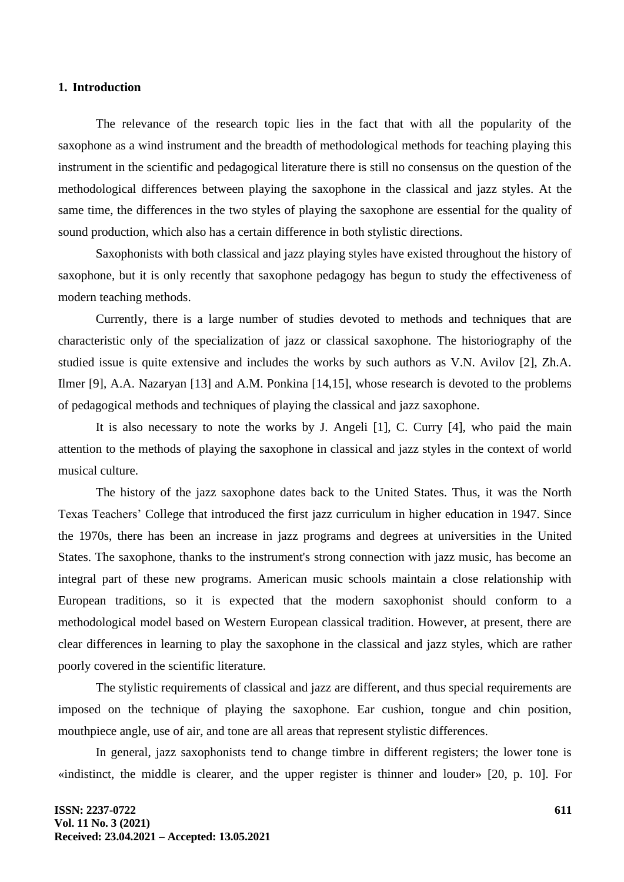## 1. Introduction

The relevance of the research topic lies in the fact that with all the popularity of the saxophone as a wind instrument and the breadth of methodological methods for teaching playing this instrument in the scientific and pedagogical literature there is still no consensus on the question of the methodological differences between playing the saxophone in the classical and jazz styles. At the same time, the differences in the two styles of playing the saxophone are essential for the quality of sound production, which also has a certain difference in both stylistic directions.

Saxophonists with both classical and jazz playing styles have existed throughout the history of saxophone, but it is only recently that saxophone pedagogy has begun to study the effectiveness of modern teaching methods.

Currently, there is a large number of studies devoted to methods and techniques that are characteristic only of the specialization of jazz or classical saxophone. The historiography of the studied issue is quite extensive and includes the works by such authors as V.N. Avilov [2], Zh.A. Ilmer [9], A.A. Nazaryan [13] and A.M. Ponkina [14,15], whose research is devoted to the problems of pedagogical methods and techniques of playing the classical and jazz saxophone.

It is also necessary to note the works by J. Angeli [1], C. Curry [4], who paid the main attention to the methods of playing the saxophone in classical and jazz styles in the context of world musical culture.

The history of the jazz saxophone dates back to the United States. Thus, it was the North Texas Teachers' College that introduced the first jazz curriculum in higher education in 1947. Since the 1970s, there has been an increase in jazz programs and degrees at universities in the United States. The saxophone, thanks to the instrument's strong connection with jazz music, has become an integral part of these new programs. American music schools maintain a close relationship with European traditions, so it is expected that the modern saxophonist should conform to a methodological model based on Western European classical tradition. However, at present, there are clear differences in learning to play the saxophone in the classical and jazz styles, which are rather poorly covered in the scientific literature.

The stylistic requirements of classical and jazz are different, and thus special requirements are imposed on the technique of playing the saxophone. Ear cushion, tongue and chin position, mouthpiece angle, use of air, and tone are all areas that represent stylistic differences.

In general, jazz saxophonists tend to change timbre in different registers; the lower tone is «indistinct, the middle is clearer, and the upper register is thinner and louder» [20, p. 10]. For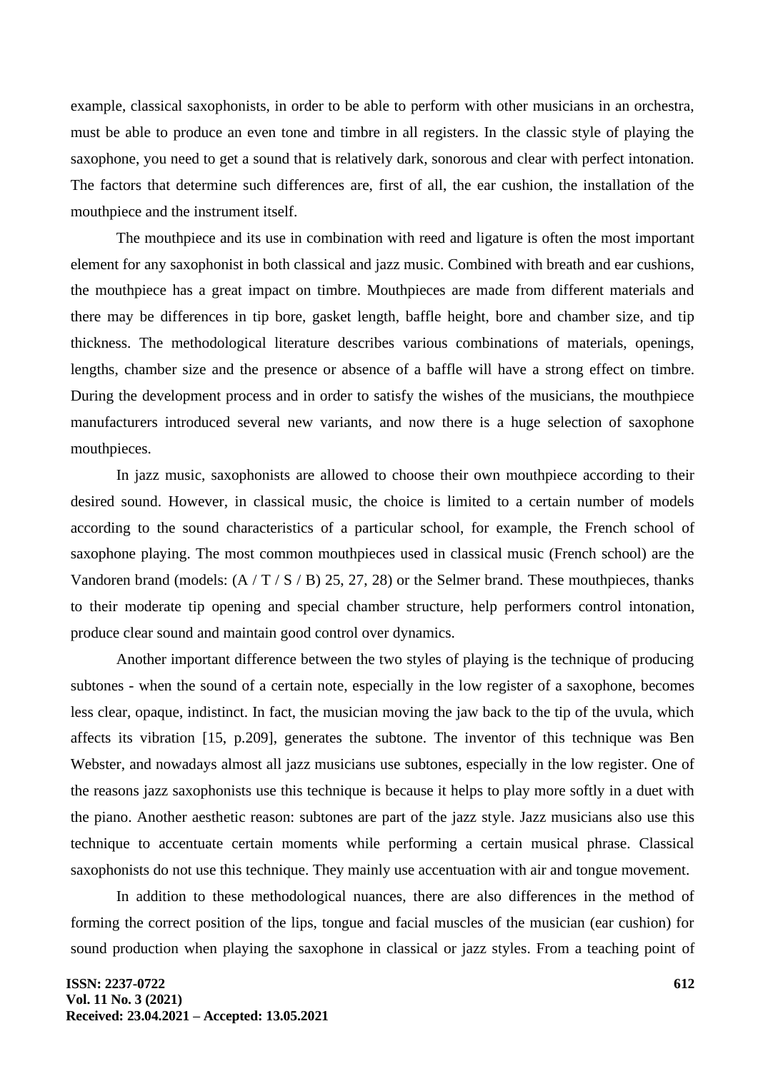example, classical saxophonists, in order to be able to perform with other musicians in an orchestra, must be able to produce an even tone and timbre in all registers. In the classic style of playing the saxophone, you need to get a sound that is relatively dark, sonorous and clear with perfect intonation. The factors that determine such differences are, first of all, the ear cushion, the installation of the mouthpiece and the instrument itself.

The mouthpiece and its use in combination with reed and ligature is often the most important element for any saxophonist in both classical and jazz music. Combined with breath and ear cushions, the mouthpiece has a great impact on timbre. Mouthpieces are made from different materials and there may be differences in tip bore, gasket length, baffle height, bore and chamber size, and tip thickness. The methodological literature describes various combinations of materials, openings, lengths, chamber size and the presence or absence of a baffle will have a strong effect on timbre. During the development process and in order to satisfy the wishes of the musicians, the mouthpiece manufacturers introduced several new variants, and now there is a huge selection of saxophone mouthpieces.

In jazz music, saxophonists are allowed to choose their own mouthpiece according to their desired sound. However, in classical music, the choice is limited to a certain number of models according to the sound characteristics of a particular school, for example, the French school of saxophone playing. The most common mouthpieces used in classical music (French school) are the Vandoren brand (models: (A / T / S / B) 25, 27, 28) or the Selmer brand. These mouthpieces, thanks to their moderate tip opening and special chamber structure, help performers control intonation, produce clear sound and maintain good control over dynamics.

Another important difference between the two styles of playing is the technique of producing subtones - when the sound of a certain note, especially in the low register of a saxophone, becomes less clear, opaque, indistinct. In fact, the musician moving the jaw back to the tip of the uvula, which affects its vibration [15, p.209], generates the subtone. The inventor of this technique was Ben Webster, and nowadays almost all jazz musicians use subtones, especially in the low register. One of the reasons jazz saxophonists use this technique is because it helps to play more softly in a duet with the piano. Another aesthetic reason: subtones are part of the jazz style. Jazz musicians also use this technique to accentuate certain moments while performing a certain musical phrase. Classical saxophonists do not use this technique. They mainly use accentuation with air and tongue movement.

In addition to these methodological nuances, there are also differences in the method of forming the correct position of the lips, tongue and facial muscles of the musician (ear cushion) for sound production when playing the saxophone in classical or jazz styles. From a teaching point of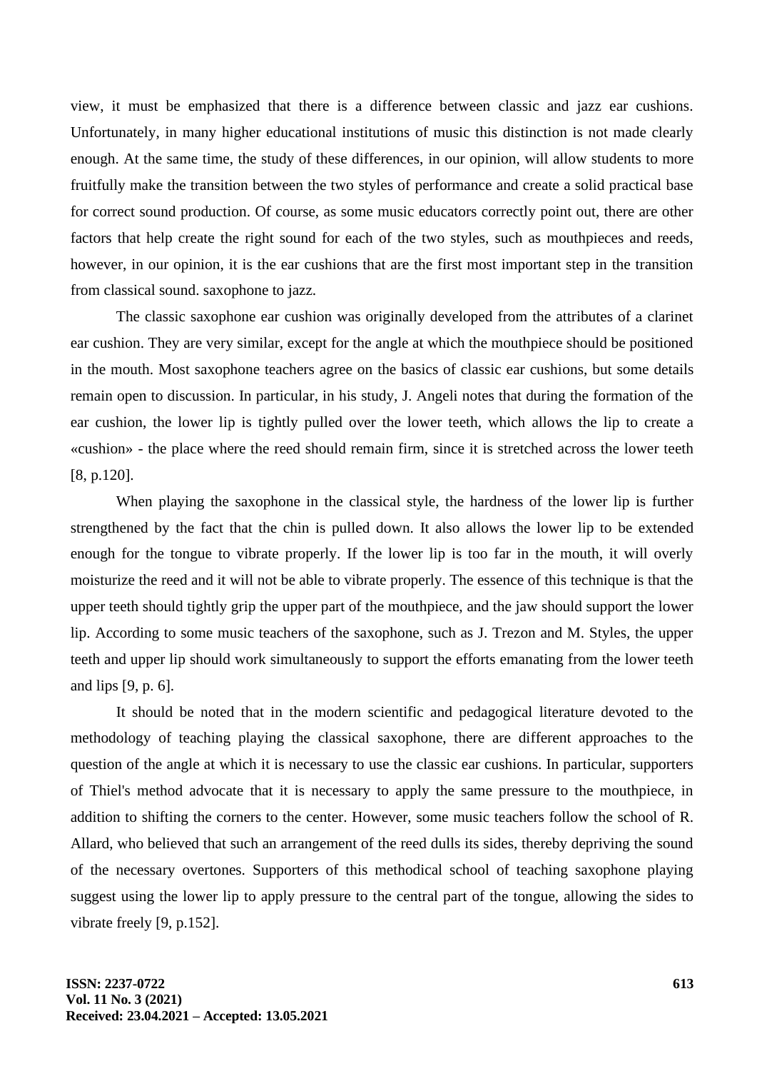view, it must be emphasized that there is a difference between classic and jazz ear cushions. Unfortunately, in many higher educational institutions of music this distinction is not made clearly enough. At the same time, the study of these differences, in our opinion, will allow students to more fruitfully make the transition between the two styles of performance and create a solid practical base for correct sound production. Of course, as some music educators correctly point out, there are other factors that help create the right sound for each of the two styles, such as mouthpieces and reeds, however, in our opinion, it is the ear cushions that are the first most important step in the transition from classical sound. saxophone to jazz.

The classic saxophone ear cushion was originally developed from the attributes of a clarinet ear cushion. They are very similar, except for the angle at which the mouthpiece should be positioned in the mouth. Most saxophone teachers agree on the basics of classic ear cushions, but some details remain open to discussion. In particular, in his study, J. Angeli notes that during the formation of the ear cushion, the lower lip is tightly pulled over the lower teeth, which allows the lip to create a «cushion» - the place where the reed should remain firm, since it is stretched across the lower teeth [8, p.120].

When playing the saxophone in the classical style, the hardness of the lower lip is further strengthened by the fact that the chin is pulled down. It also allows the lower lip to be extended enough for the tongue to vibrate properly. If the lower lip is too far in the mouth, it will overly moisturize the reed and it will not be able to vibrate properly. The essence of this technique is that the upper teeth should tightly grip the upper part of the mouthpiece, and the jaw should support the lower lip. According to some music teachers of the saxophone, such as J. Trezon and M. Styles, the upper teeth and upper lip should work simultaneously to support the efforts emanating from the lower teeth and lips [9, p. 6].

It should be noted that in the modern scientific and pedagogical literature devoted to the methodology of teaching playing the classical saxophone, there are different approaches to the question of the angle at which it is necessary to use the classic ear cushions. In particular, supporters of Thiel's method advocate that it is necessary to apply the same pressure to the mouthpiece, in addition to shifting the corners to the center. However, some music teachers follow the school of R. Allard, who believed that such an arrangement of the reed dulls its sides, thereby depriving the sound of the necessary overtones. Supporters of this methodical school of teaching saxophone playing suggest using the lower lip to apply pressure to the central part of the tongue, allowing the sides to vibrate freely [9, p.152].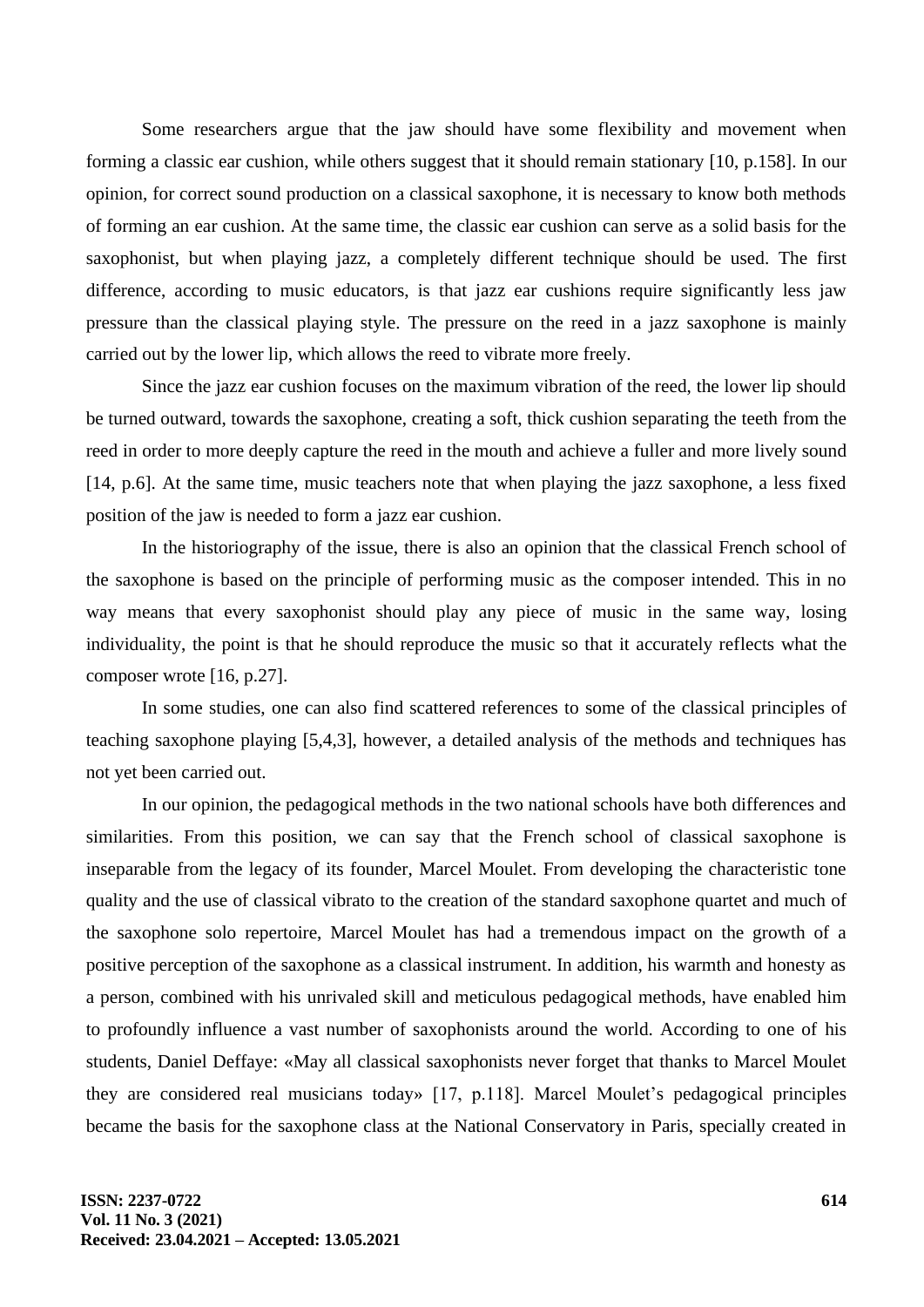Some researchers argue that the jaw should have some flexibility and movement when forming a classic ear cushion, while others suggest that it should remain stationary [10, p.158]. In our opinion, for correct sound production on a classical saxophone, it is necessary to know both methods of forming an ear cushion. At the same time, the classic ear cushion can serve as a solid basis for the saxophonist, but when playing jazz, a completely different technique should be used. The first difference, according to music educators, is that jazz ear cushions require significantly less jaw pressure than the classical playing style. The pressure on the reed in a jazz saxophone is mainly carried out by the lower lip, which allows the reed to vibrate more freely.

Since the jazz ear cushion focuses on the maximum vibration of the reed, the lower lip should be turned outward, towards the saxophone, creating a soft, thick cushion separating the teeth from the reed in order to more deeply capture the reed in the mouth and achieve a fuller and more lively sound [14, p.6]. At the same time, music teachers note that when playing the jazz saxophone, a less fixed position of the jaw is needed to form a jazz ear cushion.

In the historiography of the issue, there is also an opinion that the classical French school of the saxophone is based on the principle of performing music as the composer intended. This in no way means that every saxophonist should play any piece of music in the same way, losing individuality, the point is that he should reproduce the music so that it accurately reflects what the composer wrote [16, p.27].

In some studies, one can also find scattered references to some of the classical principles of teaching saxophone playing [5,4,3], however, a detailed analysis of the methods and techniques has not yet been carried out.

In our opinion, the pedagogical methods in the two national schools have both differences and similarities. From this position, we can say that the French school of classical saxophone is inseparable from the legacy of its founder, Marcel Moulet. From developing the characteristic tone quality and the use of classical vibrato to the creation of the standard saxophone quartet and much of the saxophone solo repertoire, Marcel Moulet has had a tremendous impact on the growth of a positive perception of the saxophone as a classical instrument. In addition, his warmth and honesty as a person, combined with his unrivaled skill and meticulous pedagogical methods, have enabled him to profoundly influence a vast number of saxophonists around the world. According to one of his students, Daniel Deffaye: «May all classical saxophonists never forget that thanks to Marcel Moulet they are considered real musicians today» [17, p.118]. Marcel Moulet's pedagogical principles became the basis for the saxophone class at the National Conservatory in Paris, specially created in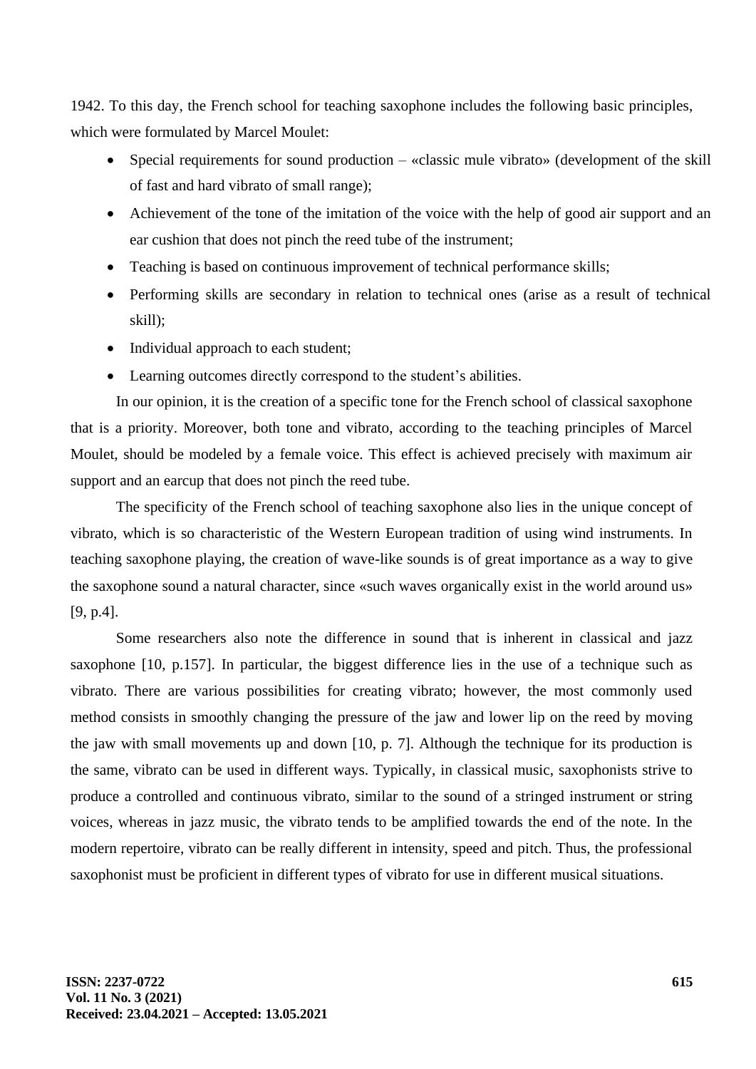1942. To this day, the French school for teaching saxophone includes the following basic principles, which were formulated by Marcel Moulet:

- Special requirements for sound production – «classic mule vibrato» (development of the skill of fast and hard vibrato of small range);
- Achievement of the tone of the imitation of the voice with the help of good air support and an ear cushion that does not pinch the reed tube of the instrument;
- Teaching is based on continuous improvement of technical performance skills;
- Performing skills are secondary in relation to technical ones (arise as a result of technical skill);
- Individual approach to each student;
- Learning outcomes directly correspond to the student's abilities.

In our opinion, it is the creation of a specific tone for the French school of classical saxophone that is a priority. Moreover, both tone and vibrato, according to the teaching principles of Marcel Moulet, should be modeled by a female voice. This effect is achieved precisely with maximum air support and an earcup that does not pinch the reed tube.

The specificity of the French school of teaching saxophone also lies in the unique concept of vibrato, which is so characteristic of the Western European tradition of using wind instruments. In teaching saxophone playing, the creation of wave-like sounds is of great importance as a way to give the saxophone sound a natural character, since «such waves organically exist in the world around us» [9, p.4].

Some researchers also note the difference in sound that is inherent in classical and jazz saxophone [10, p.157]. In particular, the biggest difference lies in the use of a technique such as vibrato. There are various possibilities for creating vibrato; however, the most commonly used method consists in smoothly changing the pressure of the jaw and lower lip on the reed by moving the jaw with small movements up and down [10, p. 7]. Although the technique for its production is the same, vibrato can be used in different ways. Typically, in classical music, saxophonists strive to produce a controlled and continuous vibrato, similar to the sound of a stringed instrument or string voices, whereas in jazz music, the vibrato tends to be amplified towards the end of the note. In the modern repertoire, vibrato can be really different in intensity, speed and pitch. Thus, the professional saxophonist must be proficient in different types of vibrato for use in different musical situations.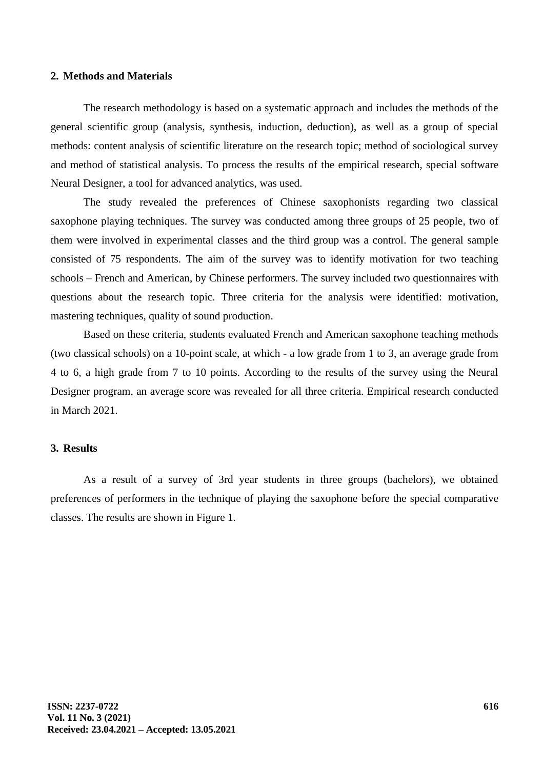## 2. Methods and Materials

The research methodology is based on a systematic approach and includes the methods of the general scientific group (analysis, synthesis, induction, deduction), as well as a group of special methods: content analysis of scientific literature on the research topic; method of sociological survey and method of statistical analysis. To process the results of the empirical research, special software Neural Designer, a tool for advanced analytics, was used.

The study revealed the preferences of Chinese saxophonists regarding two classical saxophone playing techniques. The survey was conducted among three groups of 25 people, two of them were involved in experimental classes and the third group was a control. The general sample consisted of 75 respondents. The aim of the survey was to identify motivation for two teaching schools – French and American, by Chinese performers. The survey included two questionnaires with questions about the research topic. Three criteria for the analysis were identified: motivation, mastering techniques, quality of sound production.

Based on these criteria, students evaluated French and American saxophone teaching methods (two classical schools) on a 10-point scale, at which - a low grade from 1 to 3, an average grade from 4 to 6, a high grade from 7 to 10 points. According to the results of the survey using the Neural Designer program, an average score was revealed for all three criteria. Empirical research conducted in March 2021.

## 3. Results

As a result of a survey of 3rd year students in three groups (bachelors), we obtained preferences of performers in the technique of playing the saxophone before the special comparative classes. The results are shown in Figure 1.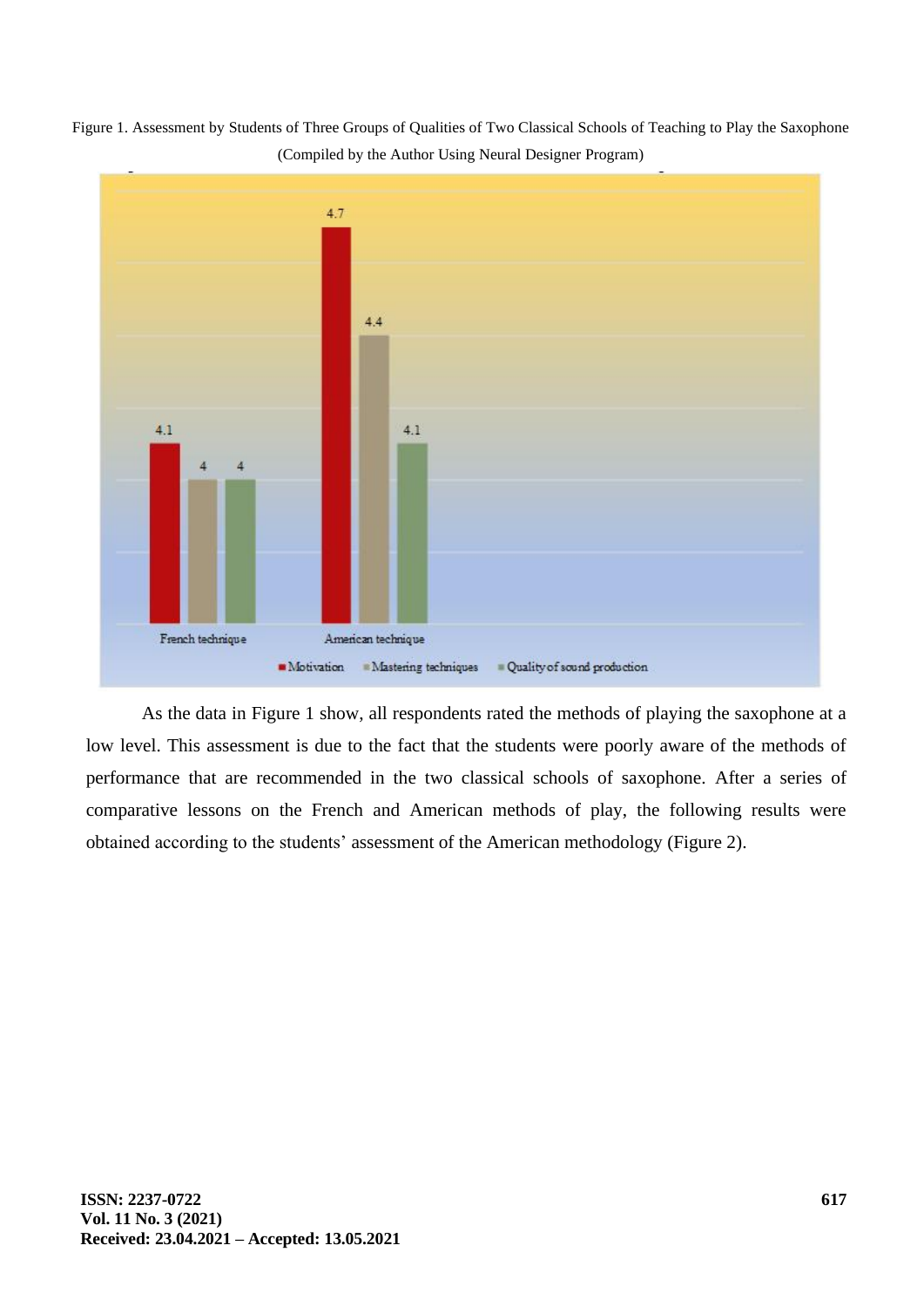Figure 1. Assessment by Students of Three Groups of Qualities of Two Classical Schools of Teaching to Play the Saxophone (Compiled by the Author Using Neural Designer Program)

As the data in Figure 1 show, all respondents rated the methods of playing the saxophone at a low level. This assessment is due to the fact that the students were poorly aware of the methods of performance that are recommended in the two classical schools of saxophone. After a series of comparative lessons on the French and American methods of play, the following results were obtained according to the students' assessment of the American methodology (Figure 2).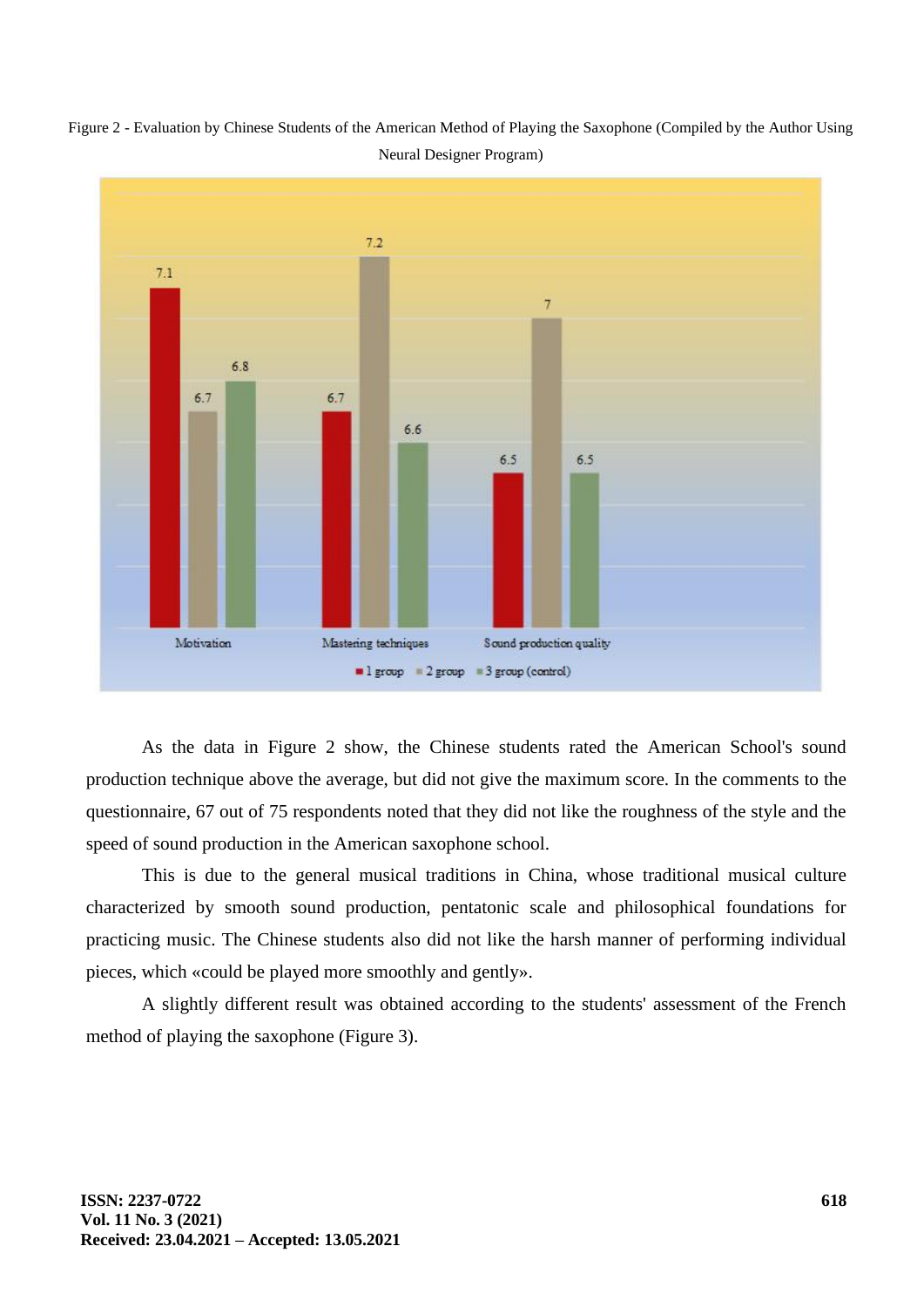Figure 2 - Evaluation by Chinese Students of the American Method of Playing the Saxophone (Compiled by the Author Using Neural Designer Program)

| | 1 group | 2 group | 3 group (control) |
|---|---|---|---|
| Motivation | 7.1 | 6.7 | 6.8 |
| Mastering techniques | 6.7 | 7.2 | 6.6 |
| Sound production quality | 6.5 | 7 | 6.5 |

As the data in Figure 2 show, the Chinese students rated the American School's sound production technique above the average, but did not give the maximum score. In the comments to the questionnaire, 67 out of 75 respondents noted that they did not like the roughness of the style and the speed of sound production in the American saxophone school.

This is due to the general musical traditions in China, whose traditional musical culture characterized by smooth sound production, pentatonic scale and philosophical foundations for practicing music. The Chinese students also did not like the harsh manner of performing individual pieces, which «could be played more smoothly and gently».

A slightly different result was obtained according to the students' assessment of the French method of playing the saxophone (Figure 3).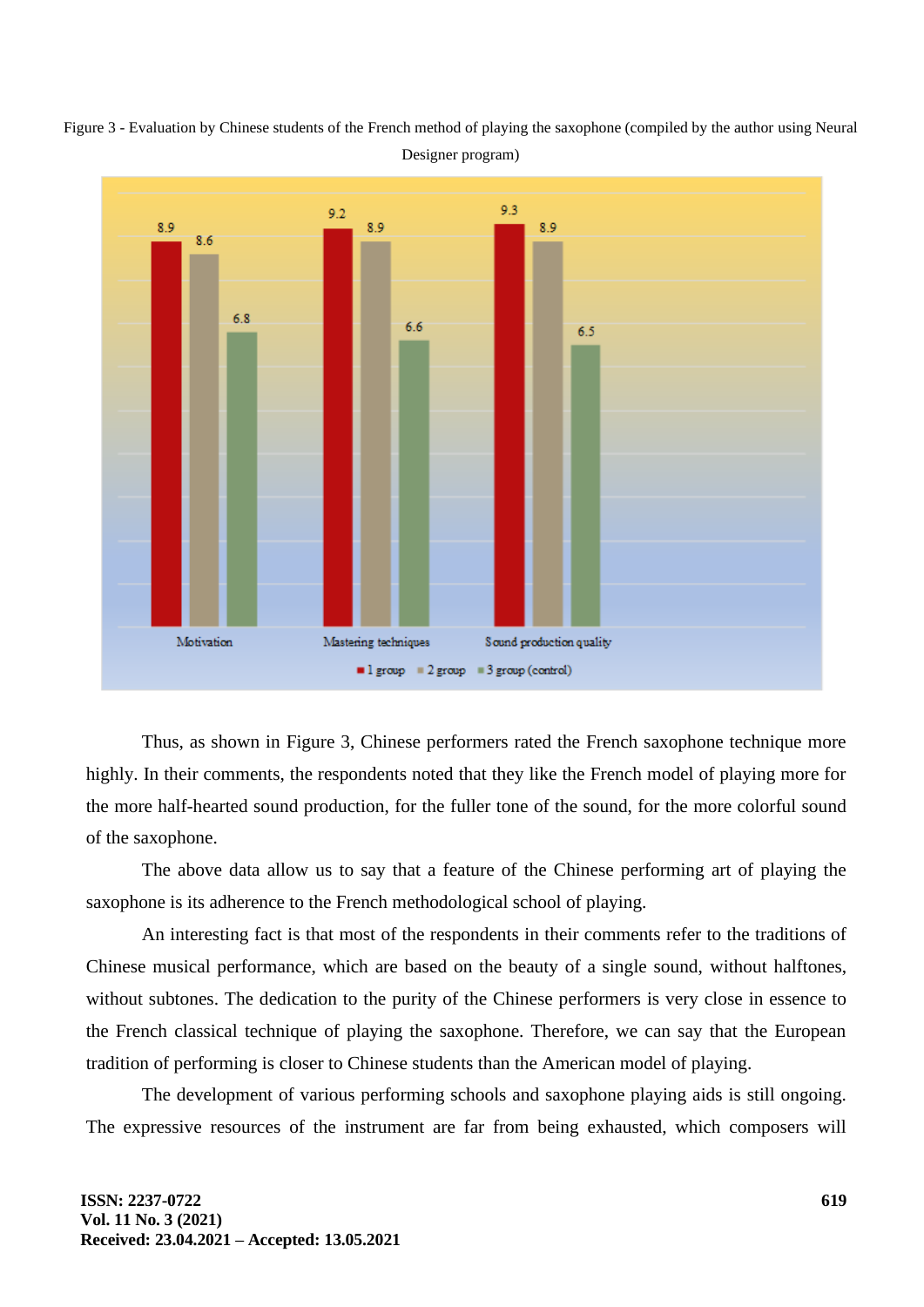Figure 3 - Evaluation by Chinese students of the French method of playing the saxophone (compiled by the author using Neural Designer program)

| | 1 group | 2 group | 3 group (control) |
|---|---|---|---|
| Motivation | 8.9 | 8.6 | 6.8 |
| Mastering techniques | 9.2 | 8.9 | 6.6 |
| Sound production quality | 9.3 | 8.9 | 6.5 |

Thus, as shown in Figure 3, Chinese performers rated the French saxophone technique more highly. In their comments, the respondents noted that they like the French model of playing more for the more half-hearted sound production, for the fuller tone of the sound, for the more colorful sound of the saxophone.

The above data allow us to say that a feature of the Chinese performing art of playing the saxophone is its adherence to the French methodological school of playing.

An interesting fact is that most of the respondents in their comments refer to the traditions of Chinese musical performance, which are based on the beauty of a single sound, without halftones, without subtones. The dedication to the purity of the Chinese performers is very close in essence to the French classical technique of playing the saxophone. Therefore, we can say that the European tradition of performing is closer to Chinese students than the American model of playing.

The development of various performing schools and saxophone playing aids is still ongoing. The expressive resources of the instrument are far from being exhausted, which composers will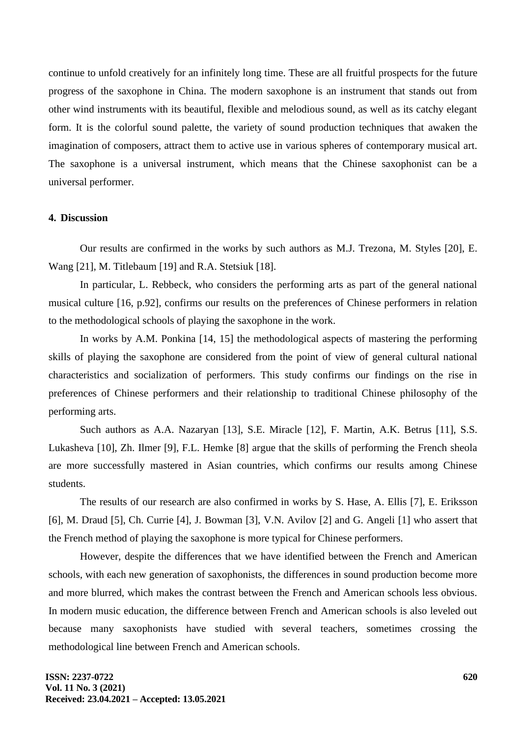continue to unfold creatively for an infinitely long time. These are all fruitful prospects for the future progress of the saxophone in China. The modern saxophone is an instrument that stands out from other wind instruments with its beautiful, flexible and melodious sound, as well as its catchy elegant form. It is the colorful sound palette, the variety of sound production techniques that awaken the imagination of composers, attract them to active use in various spheres of contemporary musical art. The saxophone is a universal instrument, which means that the Chinese saxophonist can be a universal performer.

## 4. Discussion

Our results are confirmed in the works by such authors as M.J. Trezona, M. Styles [20], E. Wang [21], M. Titlebaum [19] and R.A. Stetsiuk [18].

In particular, L. Rebbeck, who considers the performing arts as part of the general national musical culture [16, p.92], confirms our results on the preferences of Chinese performers in relation to the methodological schools of playing the saxophone in the work.

In works by A.M. Ponkina [14, 15] the methodological aspects of mastering the performing skills of playing the saxophone are considered from the point of view of general cultural national characteristics and socialization of performers. This study confirms our findings on the rise in preferences of Chinese performers and their relationship to traditional Chinese philosophy of the performing arts.

Such authors as A.A. Nazaryan [13], S.E. Miracle [12], F. Martin, A.K. Betrus [11], S.S. Lukasheva [10], Zh. Ilmer [9], F.L. Hemke [8] argue that the skills of performing the French sheola are more successfully mastered in Asian countries, which confirms our results among Chinese students.

The results of our research are also confirmed in works by S. Hase, A. Ellis [7], E. Eriksson [6], M. Draud [5], Ch. Currie [4], J. Bowman [3], V.N. Avilov [2] and G. Angeli [1] who assert that the French method of playing the saxophone is more typical for Chinese performers.

However, despite the differences that we have identified between the French and American schools, with each new generation of saxophonists, the differences in sound production become more and more blurred, which makes the contrast between the French and American schools less obvious. In modern music education, the difference between French and American schools is also leveled out because many saxophonists have studied with several teachers, sometimes crossing the methodological line between French and American schools.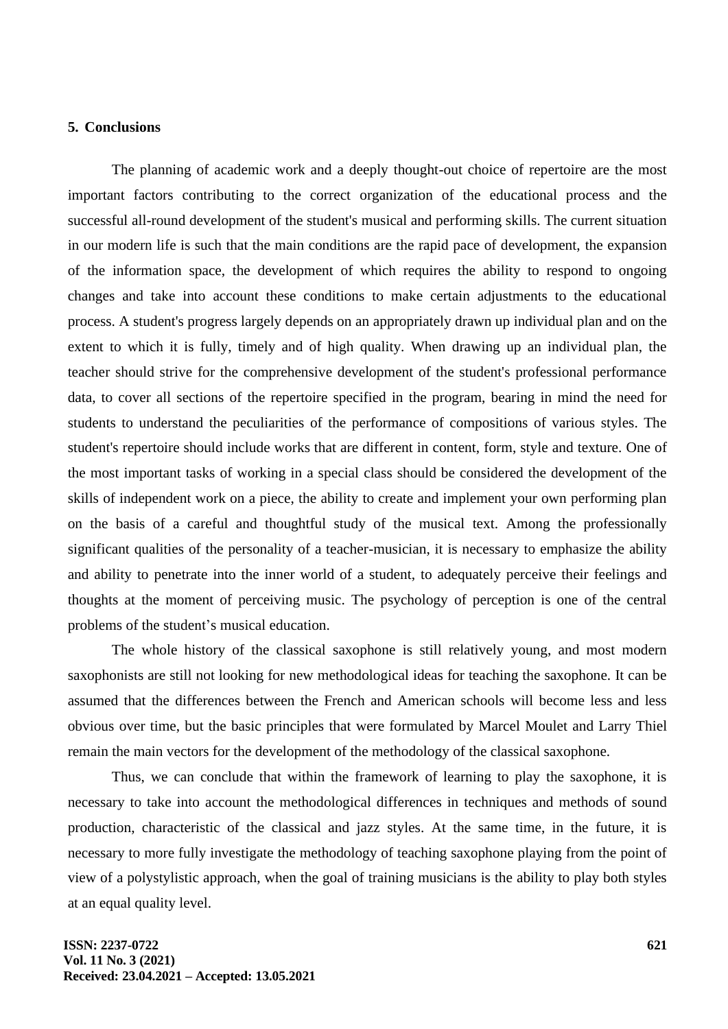## 5. Conclusions

The planning of academic work and a deeply thought-out choice of repertoire are the most important factors contributing to the correct organization of the educational process and the successful all-round development of the student's musical and performing skills. The current situation in our modern life is such that the main conditions are the rapid pace of development, the expansion of the information space, the development of which requires the ability to respond to ongoing changes and take into account these conditions to make certain adjustments to the educational process. A student's progress largely depends on an appropriately drawn up individual plan and on the extent to which it is fully, timely and of high quality. When drawing up an individual plan, the teacher should strive for the comprehensive development of the student's professional performance data, to cover all sections of the repertoire specified in the program, bearing in mind the need for students to understand the peculiarities of the performance of compositions of various styles. The student's repertoire should include works that are different in content, form, style and texture. One of the most important tasks of working in a special class should be considered the development of the skills of independent work on a piece, the ability to create and implement your own performing plan on the basis of a careful and thoughtful study of the musical text. Among the professionally significant qualities of the personality of a teacher-musician, it is necessary to emphasize the ability and ability to penetrate into the inner world of a student, to adequately perceive their feelings and thoughts at the moment of perceiving music. The psychology of perception is one of the central problems of the student's musical education.

The whole history of the classical saxophone is still relatively young, and most modern saxophonists are still not looking for new methodological ideas for teaching the saxophone. It can be assumed that the differences between the French and American schools will become less and less obvious over time, but the basic principles that were formulated by Marcel Moulet and Larry Thiel remain the main vectors for the development of the methodology of the classical saxophone.

Thus, we can conclude that within the framework of learning to play the saxophone, it is necessary to take into account the methodological differences in techniques and methods of sound production, characteristic of the classical and jazz styles. At the same time, in the future, it is necessary to more fully investigate the methodology of teaching saxophone playing from the point of view of a polystylistic approach, when the goal of training musicians is the ability to play both styles at an equal quality level.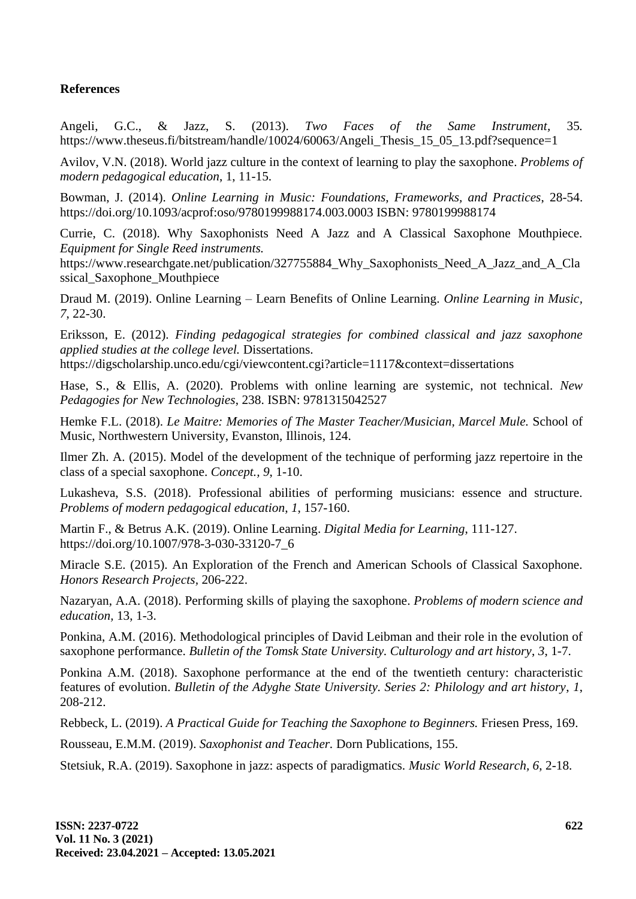**References**

Angeli, G.C., & Jazz, S. (2013). *Two Faces of the Same Instrument*, 35. https://www.theseus.fi/bitstream/handle/10024/60063/Angeli_Thesis_15_05_13.pdf?sequence=1

Avilov, V.N. (2018). World jazz culture in the context of learning to play the saxophone. *Problems of modern pedagogical education*, 1, 11-15.

Bowman, J. (2014). *Online Learning in Music: Foundations, Frameworks, and Practices*, 28-54. https://doi.org/10.1093/acprof:oso/9780199988174.003.0003 ISBN: 9780199988174

Currie, C. (2018). Why Saxophonists Need A Jazz and A Classical Saxophone Mouthpiece. *Equipment for Single Reed instruments.* https://www.researchgate.net/publication/327755884_Why_Saxophonists_Need_A_Jazz_and_A_Classical_Saxophone_Mouthpiece

Draud M. (2019). Online Learning – Learn Benefits of Online Learning. *Online Learning in Music, 7*, 22-30.

Eriksson, E. (2012). *Finding pedagogical strategies for combined classical and jazz saxophone applied studies at the college level.* Dissertations. https://digscholarship.unco.edu/cgi/viewcontent.cgi?article=1117&context=dissertations

Hase, S., & Ellis, A. (2020). Problems with online learning are systemic, not technical. *New Pedagogies for New Technologies*, 238. ISBN: 9781315042527

Hemke F.L. (2018). *Le Maitre: Memories of The Master Teacher/Musician, Marcel Mule.* School of Music, Northwestern University, Evanston, Illinois, 124.

Ilmer Zh. A. (2015). Model of the development of the technique of performing jazz repertoire in the class of a special saxophone. *Concept., 9*, 1-10.

Lukasheva, S.S. (2018). Professional abilities of performing musicians: essence and structure. *Problems of modern pedagogical education, 1*, 157-160.

Martin F., & Betrus A.K. (2019). Online Learning. *Digital Media for Learning*, 111-127. https://doi.org/10.1007/978-3-030-33120-7_6

Miracle S.E. (2015). An Exploration of the French and American Schools of Classical Saxophone. *Honors Research Projects*, 206-222.

Nazaryan, A.A. (2018). Performing skills of playing the saxophone. *Problems of modern science and education*, 13, 1-3.

Ponkina, A.M. (2016). Methodological principles of David Leibman and their role in the evolution of saxophone performance. *Bulletin of the Tomsk State University. Culturology and art history*, *3*, 1-7.

Ponkina A.M. (2018). Saxophone performance at the end of the twentieth century: characteristic features of evolution. *Bulletin of the Adyghe State University. Series 2: Philology and art history*, *1*, 208-212.

Rebbeck, L. (2019). *A Practical Guide for Teaching the Saxophone to Beginners.* Friesen Press, 169.

Rousseau, E.M.M. (2019). *Saxophonist and Teacher.* Dorn Publications, 155.

Stetsiuk, R.A. (2019). Saxophone in jazz: aspects of paradigmatics. *Music World Research*, *6*, 2-18.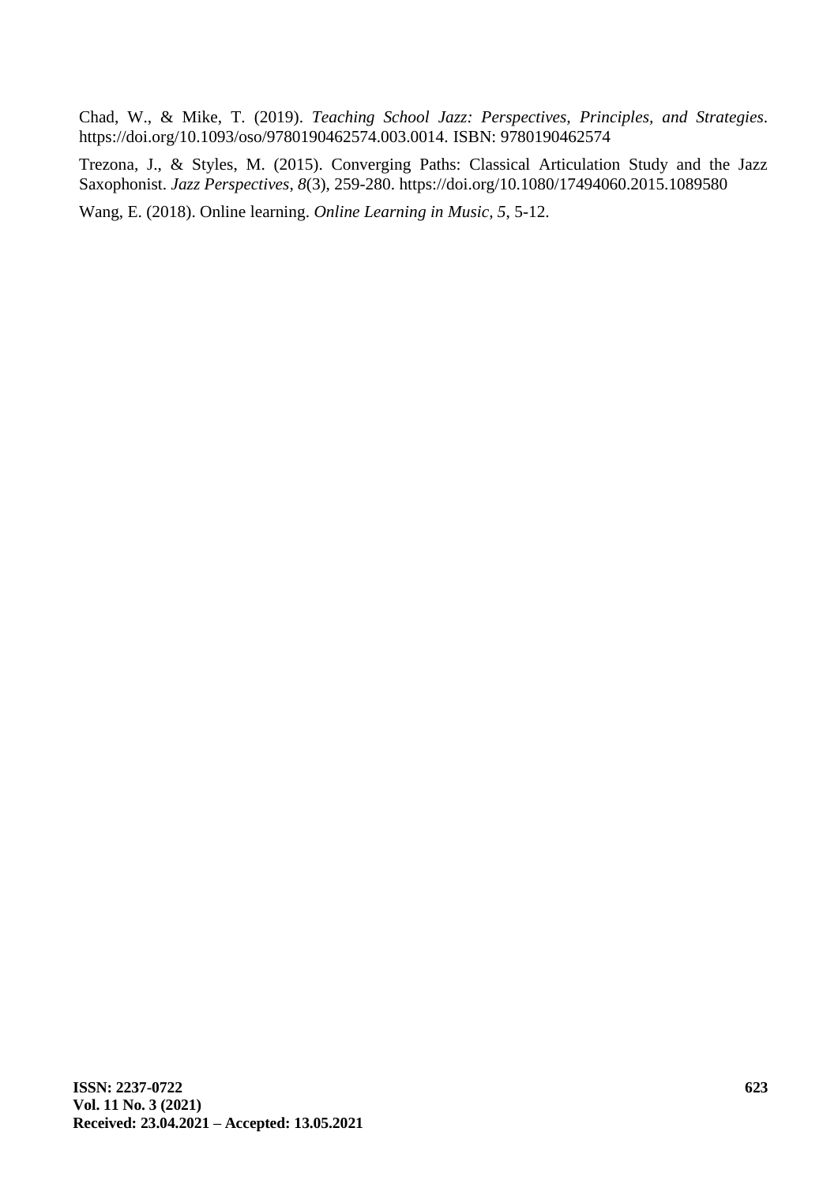Chad, W., & Mike, T. (2019). *Teaching School Jazz: Perspectives, Principles, and Strategies*. https://doi.org/10.1093/oso/9780190462574.003.0014. ISBN: 9780190462574

Trezona, J., & Styles, M. (2015). Converging Paths: Classical Articulation Study and the Jazz Saxophonist. *Jazz Perspectives*, *8*(3), 259-280. https://doi.org/10.1080/17494060.2015.1089580

Wang, E. (2018). Online learning. *Online Learning in Music*, *5*, 5-12.